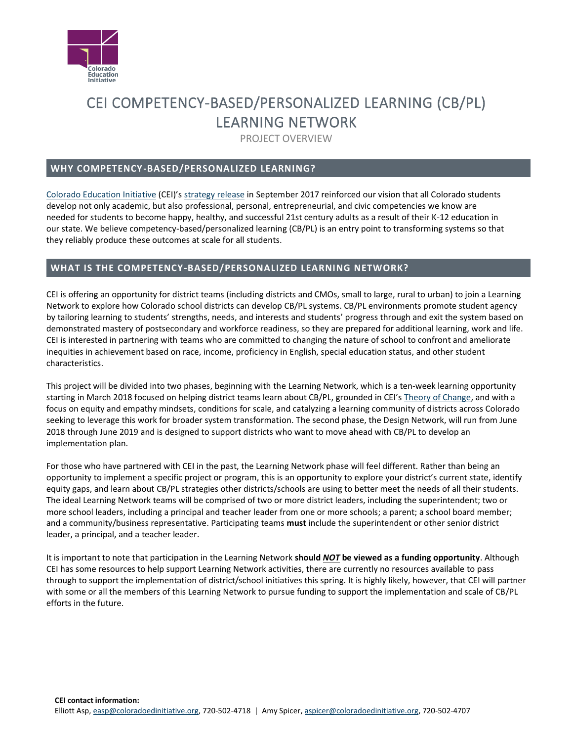# CEI COMPETENCY-BASED/PERSONALIZED LEARNING (CB/PL) LEARNING NETWORK

PROJECT OVERVIEW

## WHY COMPETENCY-BASED/PERSONALIZED LEARNING?

Colorado Education Initiative (CEI)'s strategy release in September 2017 reinforced our vision that all Colorado students develop not only academic, but also professional, personal, entrepreneurial, and civic competencies we know are needed for students to become happy, healthy, and successful 21st century adults as a result of their K-12 education in our state. We believe competency-based/personalized learning (CB/PL) is an entry point to transforming systems so that they reliably produce these outcomes at scale for all students.

## WHAT IS THE COMPETENCY-BASED/PERSONALIZED LEARNING NETWORK?

CEI is offering an opportunity for district teams (including districts and CMOs, small to large, rural to urban) to join a Learning Network to explore how Colorado school districts can develop CB/PL systems. CB/PL environments promote student agency by tailoring learning to students' strengths, needs, and interests and students' progress through and exit the system based on demonstrated mastery of postsecondary and workforce readiness, so they are prepared for additional learning, work and life. CEI is interested in partnering with teams who are committed to changing the nature of school to confront and ameliorate inequities in achievement based on race, income, proficiency in English, special education status, and other student characteristics.

This project will be divided into two phases, beginning with the Learning Network, which is a ten-week learning opportunity starting in March 2018 focused on helping district teams learn about CB/PL, grounded in CEI's Theory of Change, and with a focus on equity and empathy mindsets, conditions for scale, and catalyzing a learning community of districts across Colorado seeking to leverage this work for broader system transformation. The second phase, the Design Network, will run from June 2018 through June 2019 and is designed to support districts who want to move ahead with CB/PL to develop an implementation plan.

For those who have partnered with CEI in the past, the Learning Network phase will feel different. Rather than being an opportunity to implement a specific project or program, this is an opportunity to explore your district's current state, identify equity gaps, and learn about CB/PL strategies other districts/schools are using to better meet the needs of all their students. The ideal Learning Network teams will be comprised of two or more district leaders, including the superintendent; two or more school leaders, including a principal and teacher leader from one or more schools; a parent; a school board member; and a community/business representative. Participating teams **must** include the superintendent or other senior district leader, a principal, and a teacher leader.

It is important to note that participation in the Learning Network **should *NOT* be viewed as a funding opportunity**. Although CEI has some resources to help support Learning Network activities, there are currently no resources available to pass through to support the implementation of district/school initiatives this spring. It is highly likely, however, that CEI will partner with some or all the members of this Learning Network to pursue funding to support the implementation and scale of CB/PL efforts in the future.

**CEI contact information:**
Elliott Asp, easp@coloradoedinitiative.org, 720-502-4718 | Amy Spicer, aspicer@coloradoedinitiative.org, 720-502-4707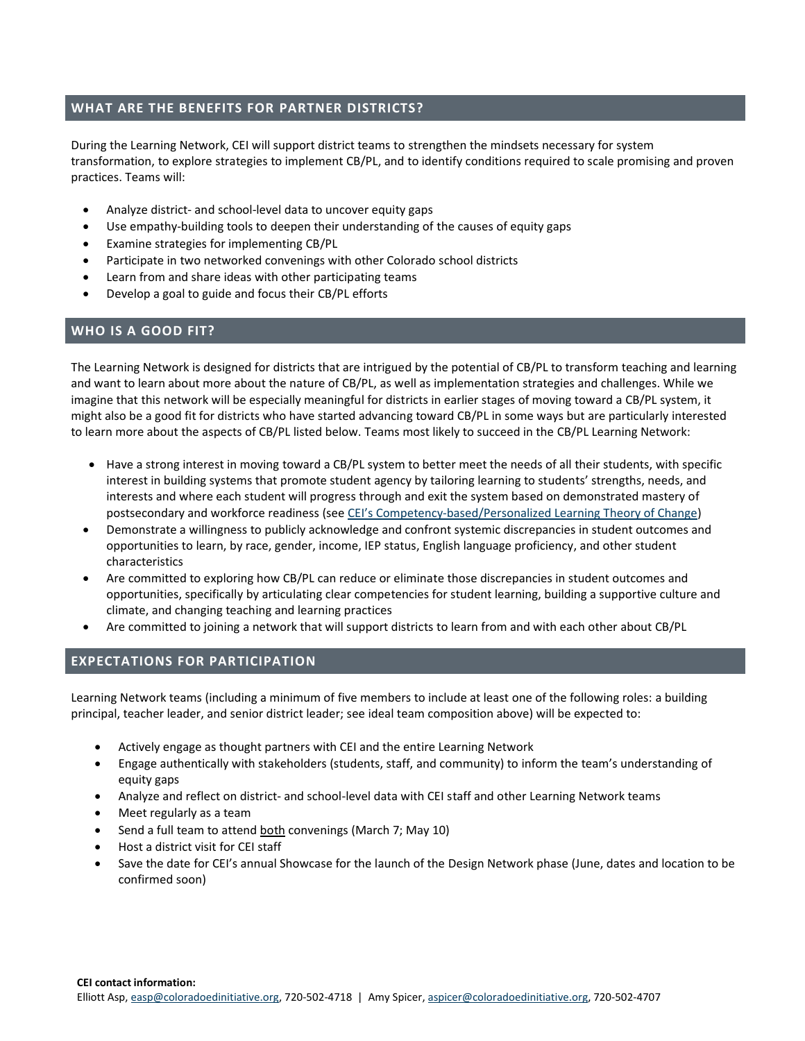## WHAT ARE THE BENEFITS FOR PARTNER DISTRICTS?

During the Learning Network, CEI will support district teams to strengthen the mindsets necessary for system transformation, to explore strategies to implement CB/PL, and to identify conditions required to scale promising and proven practices. Teams will:

- Analyze district- and school-level data to uncover equity gaps
- Use empathy-building tools to deepen their understanding of the causes of equity gaps
- Examine strategies for implementing CB/PL
- Participate in two networked convenings with other Colorado school districts
- Learn from and share ideas with other participating teams
- Develop a goal to guide and focus their CB/PL efforts

## WHO IS A GOOD FIT?

The Learning Network is designed for districts that are intrigued by the potential of CB/PL to transform teaching and learning and want to learn about more about the nature of CB/PL, as well as implementation strategies and challenges. While we imagine that this network will be especially meaningful for districts in earlier stages of moving toward a CB/PL system, it might also be a good fit for districts who have started advancing toward CB/PL in some ways but are particularly interested to learn more about the aspects of CB/PL listed below. Teams most likely to succeed in the CB/PL Learning Network:

- Have a strong interest in moving toward a CB/PL system to better meet the needs of all their students, with specific interest in building systems that promote student agency by tailoring learning to students' strengths, needs, and interests and where each student will progress through and exit the system based on demonstrated mastery of postsecondary and workforce readiness (see CEI's Competency-based/Personalized Learning Theory of Change)
- Demonstrate a willingness to publicly acknowledge and confront systemic discrepancies in student outcomes and opportunities to learn, by race, gender, income, IEP status, English language proficiency, and other student characteristics
- Are committed to exploring how CB/PL can reduce or eliminate those discrepancies in student outcomes and opportunities, specifically by articulating clear competencies for student learning, building a supportive culture and climate, and changing teaching and learning practices
- Are committed to joining a network that will support districts to learn from and with each other about CB/PL

## EXPECTATIONS FOR PARTICIPATION

Learning Network teams (including a minimum of five members to include at least one of the following roles: a building principal, teacher leader, and senior district leader; see ideal team composition above) will be expected to:

- Actively engage as thought partners with CEI and the entire Learning Network
- Engage authentically with stakeholders (students, staff, and community) to inform the team's understanding of equity gaps
- Analyze and reflect on district- and school-level data with CEI staff and other Learning Network teams
- Meet regularly as a team
- Send a full team to attend both convenings (March 7; May 10)
- Host a district visit for CEI staff
- Save the date for CEI's annual Showcase for the launch of the Design Network phase (June, dates and location to be confirmed soon)

**CEI contact information:**
Elliott Asp, easp@coloradoedinitiative.org, 720-502-4718 | Amy Spicer, aspicer@coloradoedinitiative.org, 720-502-4707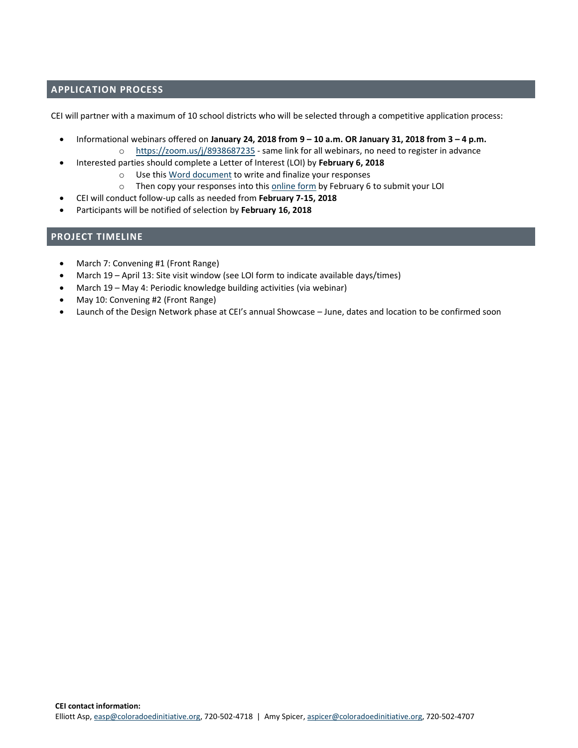## APPLICATION PROCESS

CEI will partner with a maximum of 10 school districts who will be selected through a competitive application process:

- Informational webinars offered on **January 24, 2018 from 9 – 10 a.m. OR January 31, 2018 from 3 – 4 p.m.**
  - https://zoom.us/j/8938687235 - same link for all webinars, no need to register in advance
- Interested parties should complete a Letter of Interest (LOI) by **February 6, 2018**
  - Use this Word document to write and finalize your responses
  - Then copy your responses into this online form by February 6 to submit your LOI
- CEI will conduct follow-up calls as needed from **February 7-15, 2018**
- Participants will be notified of selection by **February 16, 2018**

## PROJECT TIMELINE

- March 7: Convening #1 (Front Range)
- March 19 – April 13: Site visit window (see LOI form to indicate available days/times)
- March 19 – May 4: Periodic knowledge building activities (via webinar)
- May 10: Convening #2 (Front Range)
- Launch of the Design Network phase at CEI's annual Showcase – June, dates and location to be confirmed soon

**CEI contact information:**
Elliott Asp, easp@coloradoedinitiative.org, 720-502-4718 | Amy Spicer, aspicer@coloradoedinitiative.org, 720-502-4707